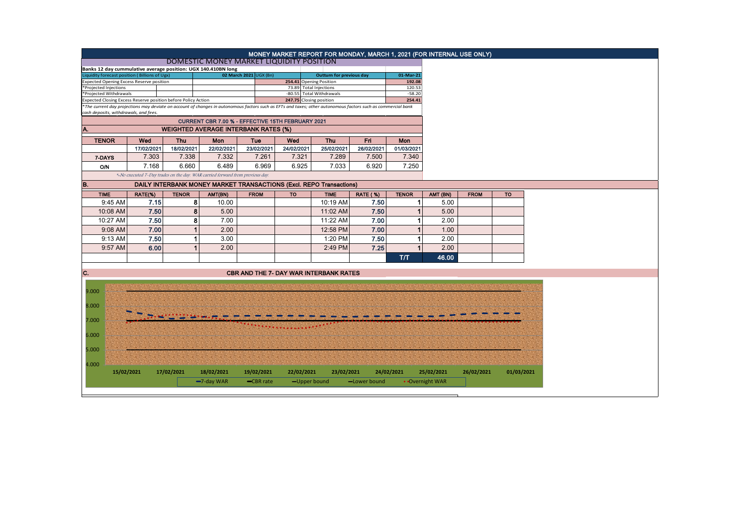# MONEY MARKET REPORT FOR MONDAY, MARCH 1, 2021 (FOR INTERNAL USE ONLY)

## DOMESTIC MONEY MARKET LIQUIDITY POSITION

**Banks 12 day cummulative average position: UGX 140.410BN long**

| Liquidity forecast position ( Billions of Ugx) | 02 March 2021 | UGX (Bn) | Outturn for previous day | 01-Mar-21 |
|---|---|---|---|---|
| Expected Opening Excess Reserve position | | 254.41 | Opening Position | 192.08 |
| *Projected Injections | | 73.89 | Total Injections | 120.53 |
| *Projected Withdrawals | | -80.55 | Total Withdrawals | -58.20 |
| Expected Closing Excess Reserve position before Policy Action | | 247.75 | Closing position | 254.41 |

*The current day projections may deviate on account of changes in autonomous factors such as EFTs and taxes; other autonomous factors such as commercial bank cash deposits, withdrawals, and fees.*

### CURRENT CBR 7.00 % - EFFECTIVE 15TH FEBRUARY 2021

### A. WEIGHTED AVERAGE INTERBANK RATES (%)

| TENOR | Wed | Thu | Mon | Tue | Wed | Thu | Fri | Mon |
|---|---|---|---|---|---|---|---|---|
| | 17/02/2021 | 18/02/2021 | 22/02/2021 | 23/02/2021 | 24/02/2021 | 25/02/2021 | 26/02/2021 | 01/03/2021 |
| 7-DAYS | 7.303 | 7.338 | 7.332 | 7.261 | 7.321 | 7.289 | 7.500 | 7.340 |
| O/N | 7.168 | 6.660 | 6.489 | 6.969 | 6.925 | 7.033 | 6.920 | 7.250 |

*-No executed 7-Day trades on the day. WAR carried forward from previous day.*

### B. DAILY INTERBANK MONEY MARKET TRANSACTIONS (Excl. REPO Transactions)

| TIME | RATE(%) | TENOR | AMT(BN) | FROM | TO | TIME | RATE ( %) | TENOR | AMT (BN) | FROM | TO |
|---|---|---|---|---|---|---|---|---|---|---|---|
| 9:45 AM | 7.15 | 8 | 10.00 | | | 10:19 AM | 7.50 | 1 | 5.00 | | |
| 10:08 AM | 7.50 | 8 | 5.00 | | | 11:02 AM | 7.50 | 1 | 5.00 | | |
| 10:27 AM | 7.50 | 8 | 7.00 | | | 11:22 AM | 7.00 | 1 | 2.00 | | |
| 9:08 AM | 7.00 | 1 | 2.00 | | | 12:58 PM | 7.00 | 1 | 1.00 | | |
| 9:13 AM | 7.50 | 1 | 3.00 | | | 1:20 PM | 7.50 | 1 | 2.00 | | |
| 9:57 AM | 6.00 | 1 | 2.00 | | | 2:49 PM | 7.25 | 1 | 2.00 | | |
| | | | | | | | | T/T | 46.00 | | |

### C. CBR AND THE 7- DAY WAR INTERBANK RATES

9.000, 8.000, 7.000, 6.000, 5.000, 4.000

15/02/2021 17/02/2021 18/02/2021 19/02/2021 22/02/2021 23/02/2021 24/02/2021 25/02/2021 26/02/2021 01/03/2021

7-day WAR, CBR rate, Upper bound, Lower bound, Overnight WAR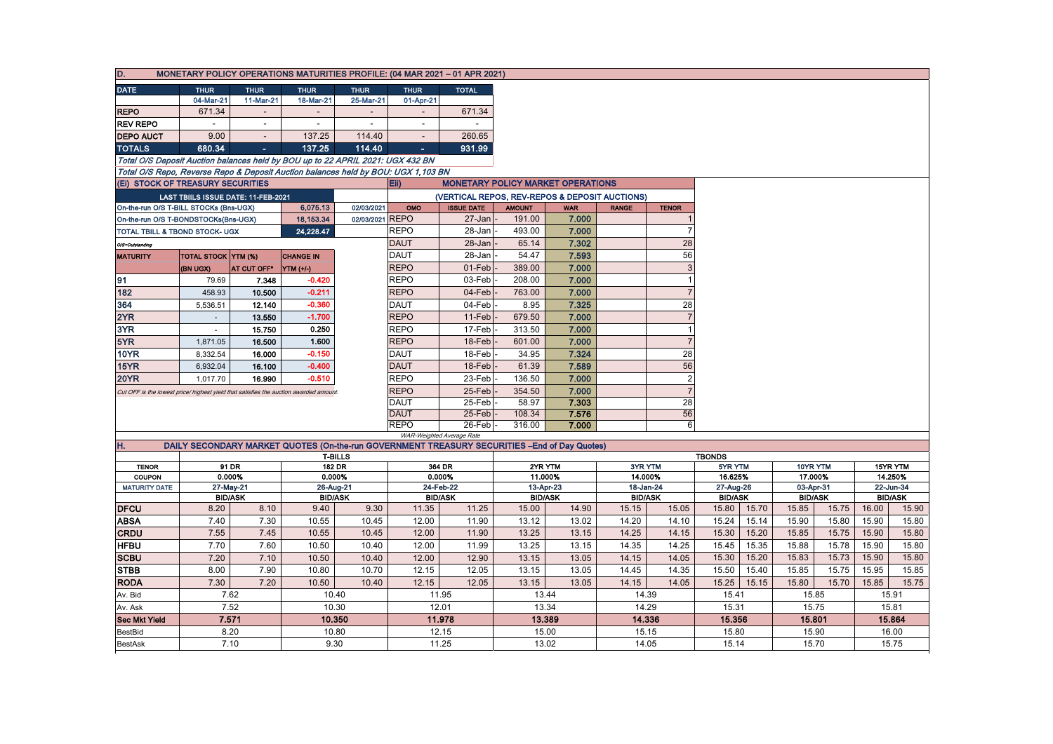## D. MONETARY POLICY OPERATIONS MATURITIES PROFILE: (04 MAR 2021 – 01 APR 2021)

| DATE | THUR | THUR | THUR | THUR | THUR | TOTAL |
|---|---|---|---|---|---|---|
| | 04-Mar-21 | 11-Mar-21 | 18-Mar-21 | 25-Mar-21 | 01-Apr-21 | |
| REPO | 671.34 | - | - | - | - | 671.34 |
| REV REPO | - | - | - | - | - | - |
| DEPO AUCT | 9.00 | - | 137.25 | 114.40 | - | 260.65 |
| TOTALS | 680.34 | - | 137.25 | 114.40 | - | 931.99 |

*Total O/S Deposit Auction balances held by BOU up to 22 APRIL 2021: UGX 432 BN*

*Total O/S Repo, Reverse Repo & Deposit Auction balances held by BOU: UGX 1,103 BN*

## (Ei) STOCK OF TREASURY SECURITIES

| LAST TBIILS ISSUE DATE: 11-FEB-2021 | | | |
|---|---|---|---|
| On-the-run O/S T-BILL STOCKs (Bns-UGX) | | 6,075.13 | 02/03/2021 |
| On-the-run O/S T-BONDSTOCKs(Bns-UGX) | | 18,153.34 | 02/03/2021 |
| TOTAL TBILL & TBOND STOCK- UGX | | 24,228.47 | |

*O/S=Outstanding*

| MATURITY | TOTAL STOCK (BN UGX) | YTM (%) AT CUT OFF* | CHANGE IN YTM (+/-) |
|---|---|---|---|
| 91 | 79.69 | 7.348 | -0.420 |
| 182 | 458.93 | 10.500 | -0.211 |
| 364 | 5,536.51 | 12.140 | -0.360 |
| 2YR | - | 13.550 | -1.700 |
| 3YR | - | 15.750 | 0.250 |
| 5YR | 1,871.05 | 16.500 | 1.600 |
| 10YR | 8,332.54 | 16.000 | -0.150 |
| 15YR | 6,932.04 | 16.100 | -0.400 |
| 20YR | 1,017.70 | 16.990 | -0.510 |

*Cut OFF is the lowest price/ highest yield that satisfies the auction awarded amount.*

## Eii) MONETARY POLICY MARKET OPERATIONS

(VERTICAL REPOS, REV-REPOS & DEPOSIT AUCTIONS)

| OMO | ISSUE DATE | AMOUNT | WAR | RANGE | TENOR |
|---|---|---|---|---|---|
| REPO | 27-Jan | 191.00 | 7.000 | | 1 |
| REPO | 28-Jan | 493.00 | 7.000 | | 7 |
| DAUT | 28-Jan | 65.14 | 7.302 | | 28 |
| DAUT | 28-Jan | 54.47 | 7.593 | | 56 |
| REPO | 01-Feb | 389.00 | 7.000 | | 3 |
| REPO | 03-Feb | 208.00 | 7.000 | | 1 |
| REPO | 04-Feb | 763.00 | 7.000 | | 7 |
| DAUT | 04-Feb | 8.95 | 7.325 | | 28 |
| REPO | 11-Feb | 679.50 | 7.000 | | 7 |
| REPO | 17-Feb | 313.50 | 7.000 | | 1 |
| REPO | 18-Feb | 601.00 | 7.000 | | 7 |
| DAUT | 18-Feb | 34.95 | 7.324 | | 28 |
| DAUT | 18-Feb | 61.39 | 7.589 | | 56 |
| REPO | 23-Feb | 136.50 | 7.000 | | 2 |
| REPO | 25-Feb | 354.50 | 7.000 | | 7 |
| DAUT | 25-Feb | 58.97 | 7.303 | | 28 |
| DAUT | 25-Feb | 108.34 | 7.576 | | 56 |
| REPO | 26-Feb | 316.00 | 7.000 | | 6 |

*WAR-Weighted Average Rate*

## H. DAILY SECONDARY MARKET QUOTES (On-the-run GOVERNMENT TREASURY SECURITIES –End of Day Quotes)

| | T-BILLS | | | | | | TBONDS | | | | | | | | | |
|---|---|---|---|---|---|---|---|---|---|---|---|---|---|---|---|---|
| TENOR | 91 DR | | 182 DR | | 364 DR | | 2YR YTM | | 3YR YTM | | 5YR YTM | | 10YR YTM | | 15YR YTM | |
| COUPON | 0.000% | | 0.000% | | 0.000% | | 11.000% | | 14.000% | | 16.625% | | 17.000% | | 14.250% | |
| MATURITY DATE | 27-May-21 | | 26-Aug-21 | | 24-Feb-22 | | 13-Apr-23 | | 18-Jan-24 | | 27-Aug-26 | | 03-Apr-31 | | 22-Jun-34 | |
| | BID/ASK | | BID/ASK | | BID/ASK | | BID/ASK | | BID/ASK | | BID/ASK | | BID/ASK | | BID/ASK | |
| DFCU | 8.20 | 8.10 | 9.40 | 9.30 | 11.35 | 11.25 | 15.00 | 14.90 | 15.15 | 15.05 | 15.80 | 15.70 | 15.85 | 15.75 | 16.00 | 15.90 |
| ABSA | 7.40 | 7.30 | 10.55 | 10.45 | 12.00 | 11.90 | 13.12 | 13.02 | 14.20 | 14.10 | 15.24 | 15.14 | 15.90 | 15.80 | 15.90 | 15.80 |
| CRDU | 7.55 | 7.45 | 10.55 | 10.45 | 12.00 | 11.90 | 13.25 | 13.15 | 14.25 | 14.15 | 15.30 | 15.20 | 15.85 | 15.75 | 15.90 | 15.80 |
| HFBU | 7.70 | 7.60 | 10.50 | 10.40 | 12.00 | 11.99 | 13.25 | 13.15 | 14.35 | 14.25 | 15.45 | 15.35 | 15.88 | 15.78 | 15.90 | 15.80 |
| SCBU | 7.20 | 7.10 | 10.50 | 10.40 | 12.00 | 12.90 | 13.15 | 13.05 | 14.15 | 14.05 | 15.30 | 15.20 | 15.83 | 15.73 | 15.90 | 15.80 |
| STBB | 8.00 | 7.90 | 10.80 | 10.70 | 12.15 | 12.05 | 13.15 | 13.05 | 14.45 | 14.35 | 15.50 | 15.40 | 15.85 | 15.75 | 15.95 | 15.85 |
| RODA | 7.30 | 7.20 | 10.50 | 10.40 | 12.15 | 12.05 | 13.15 | 13.05 | 14.15 | 14.05 | 15.25 | 15.15 | 15.80 | 15.70 | 15.85 | 15.75 |
| Av. Bid | 7.62 | | 10.40 | | 11.95 | | 13.44 | | 14.39 | | 15.41 | | 15.85 | | 15.91 | |
| Av. Ask | 7.52 | | 10.30 | | 12.01 | | 13.34 | | 14.29 | | 15.31 | | 15.75 | | 15.81 | |
| Sec Mkt Yield | 7.571 | | 10.350 | | 11.978 | | 13.389 | | 14.336 | | 15.356 | | 15.801 | | 15.864 | |
| BestBid | 8.20 | | 10.80 | | 12.15 | | 15.00 | | 15.15 | | 15.80 | | 15.90 | | 16.00 | |
| BestAsk | 7.10 | | 9.30 | | 11.25 | | 13.02 | | 14.05 | | 15.14 | | 15.70 | | 15.75 | |